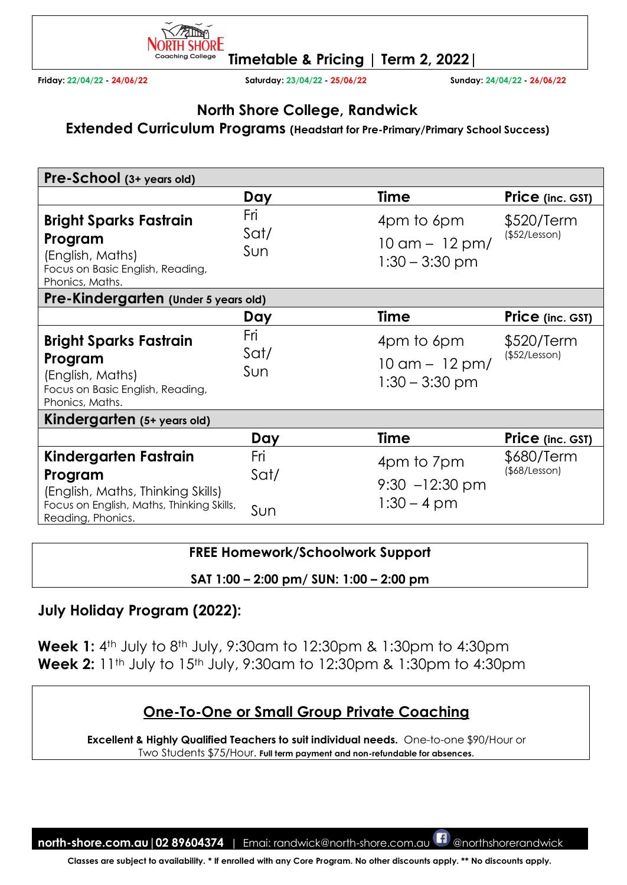# Timetable & Pricing | Term 2, 2022

**Friday:** 22/04/22 - 24/06/22  **Saturday:** 23/04/22 - 25/06/22  **Sunday:** 24/04/22 - 26/06/22

## North Shore College, Randwick

## Extended Curriculum Programs (Headstart for Pre-Primary/Primary School Success)

| **Pre-School** (3+ years old) | | | |
|---|---|---|---|
| | **Day** | **Time** | **Price** (inc. GST) |
| **Bright Sparks Fastrain Program** (English, Maths) Focus on Basic English, Reading, Phonics, Maths. | Fri<br>Sat/<br>Sun | 4pm to 6pm<br>10 am – 12 pm/<br>1:30 – 3:30 pm | $520/Term<br>($52/Lesson) |
| **Pre-Kindergarten** (Under 5 years old) | | | |
| | **Day** | **Time** | **Price** (inc. GST) |
| **Bright Sparks Fastrain Program** (English, Maths) Focus on Basic English, Reading, Phonics, Maths. | Fri<br>Sat/<br>Sun | 4pm to 6pm<br>10 am – 12 pm/<br>1:30 – 3:30 pm | $520/Term<br>($52/Lesson) |
| **Kindergarten** (5+ years old) | | | |
| | **Day** | **Time** | **Price** (inc. GST) |
| **Kindergarten Fastrain Program** (English, Maths, Thinking Skills) Focus on English, Maths, Thinking Skills, Reading, Phonics. | Fri<br>Sat/<br>Sun | 4pm to 7pm<br>9:30 –12:30 pm<br>1:30 – 4 pm | $680/Term<br>($68/Lesson) |

**FREE Homework/Schoolwork Support**

**SAT 1:00 – 2:00 pm/ SUN: 1:00 – 2:00 pm**

### July Holiday Program (2022):

**Week 1:** 4th July to 8th July, 9:30am to 12:30pm & 1:30pm to 4:30pm
**Week 2:** 11th July to 15th July, 9:30am to 12:30pm & 1:30pm to 4:30pm

## One-To-One or Small Group Private Coaching

**Excellent & Highly Qualified Teachers to suit individual needs.** One-to-one $90/Hour or Two Students $75/Hour. **Full term payment and non-refundable for absences.**

**north-shore.com.au | 02 89604374** | Emai: randwick@north-shore.com.au @northshorerandwick

**Classes are subject to availability. * If enrolled with any Core Program. No other discounts apply. ** No discounts apply.**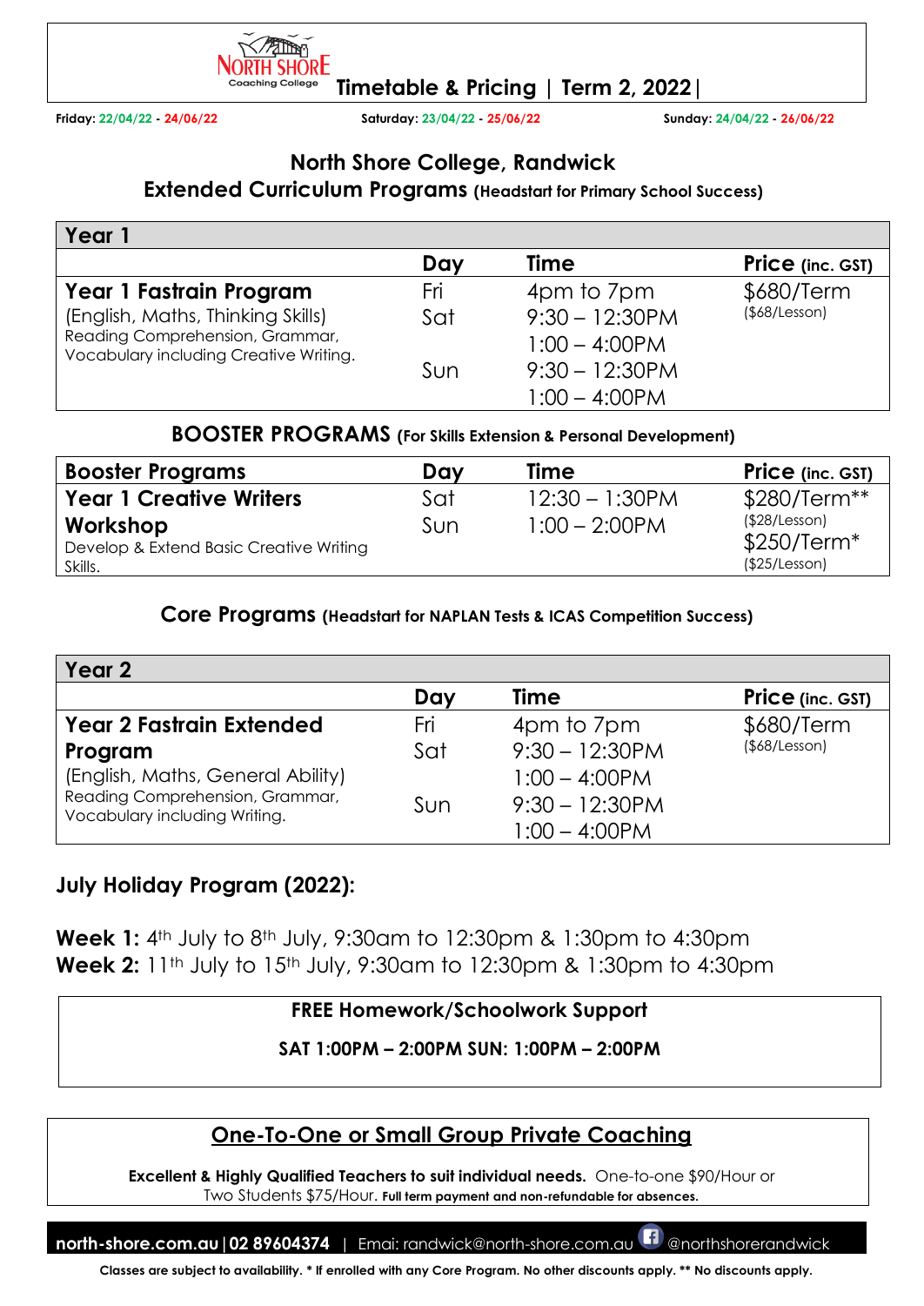North Shore Coaching College **Timetable & Pricing | Term 2, 2022**

**Friday:** 22/04/22 - 24/06/22 **Saturday:** 23/04/22 - 25/06/22 **Sunday:** 24/04/22 - 26/06/22

## North Shore College, Randwick
### Extended Curriculum Programs (Headstart for Primary School Success)

| Year 1 | | | |
|---|---|---|---|
| | **Day** | **Time** | **Price** (inc. GST) |
| **Year 1 Fastrain Program** (English, Maths, Thinking Skills) Reading Comprehension, Grammar, Vocabulary including Creative Writing. | Fri<br>Sat<br><br>Sun | 4pm to 7pm<br>9:30 – 12:30PM<br>1:00 – 4:00PM<br>9:30 – 12:30PM<br>1:00 – 4:00PM | $680/Term ($68/Lesson) |

### BOOSTER PROGRAMS (For Skills Extension & Personal Development)

| **Booster Programs** | **Day** | **Time** | **Price** (inc. GST) |
|---|---|---|---|
| **Year 1 Creative Writers Workshop** Develop & Extend Basic Creative Writing Skills. | Sat<br>Sun | 12:30 – 1:30PM<br>1:00 – 2:00PM | $280/Term** ($28/Lesson)<br>$250/Term* ($25/Lesson) |

### Core Programs (Headstart for NAPLAN Tests & ICAS Competition Success)

| Year 2 | | | |
|---|---|---|---|
| | **Day** | **Time** | **Price** (inc. GST) |
| **Year 2 Fastrain Extended Program** (English, Maths, General Ability) Reading Comprehension, Grammar, Vocabulary including Writing. | Fri<br>Sat<br><br>Sun | 4pm to 7pm<br>9:30 – 12:30PM<br>1:00 – 4:00PM<br>9:30 – 12:30PM<br>1:00 – 4:00PM | $680/Term ($68/Lesson) |

### July Holiday Program (2022):

**Week 1:** 4th July to 8th July, 9:30am to 12:30pm & 1:30pm to 4:30pm
**Week 2:** 11th July to 15th July, 9:30am to 12:30pm & 1:30pm to 4:30pm

**FREE Homework/Schoolwork Support**

**SAT 1:00PM – 2:00PM SUN: 1:00PM – 2:00PM**

## One-To-One or Small Group Private Coaching

**Excellent & Highly Qualified Teachers to suit individual needs.** One-to-one $90/Hour or Two Students $75/Hour. **Full term payment and non-refundable for absences.**

**north-shore.com.au | 02 89604374** | Emai: randwick@north-shore.com.au @northshorerandwick

**Classes are subject to availability. * If enrolled with any Core Program. No other discounts apply. ** No discounts apply.**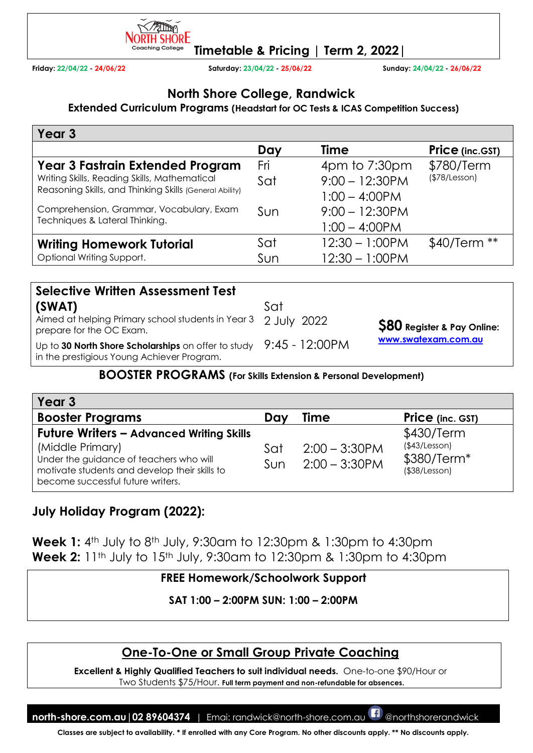# Timetable & Pricing | Term 2, 2022|

**Friday:** 22/04/22 - 24/06/22 **Saturday:** 23/04/22 - 25/06/22 **Sunday:** 24/04/22 - 26/06/22

## North Shore College, Randwick

### Extended Curriculum Programs (Headstart for OC Tests & ICAS Competition Success)

| Year 3 | Day | Time | Price (inc.GST) |
|---|---|---|---|
| **Year 3 Fastrain Extended Program**<br>Writing Skills, Reading Skills, Mathematical Reasoning Skills, and Thinking Skills (General Ability)<br>Comprehension, Grammar, Vocabulary, Exam Techniques & Lateral Thinking. | Fri<br>Sat<br><br>Sun | 4pm to 7:30pm<br>9:00 – 12:30PM<br>1:00 – 4:00PM<br>9:00 – 12:30PM<br>1:00 – 4:00PM | $780/Term<br>($78/Lesson) |
| **Writing Homework Tutorial**<br>Optional Writing Support. | Sat<br>Sun | 12:30 – 1:00PM<br>12:30 – 1:00PM | $40/Term ** |

| | | |
|---|---|---|
| **Selective Written Assessment Test (SWAT)**<br>Aimed at helping Primary school students in Year 3 prepare for the OC Exam.<br>Up to **30 North Shore Scholarships** on offer to study in the prestigious Young Achiever Program. | Sat<br>2 July 2022<br>9:45 - 12:00PM | **$80 Register & Pay Online:**<br>www.swatexam.com.au |

### BOOSTER PROGRAMS (For Skills Extension & Personal Development)

| Year 3<br>Booster Programs | Day | Time | Price (inc. GST) |
|---|---|---|---|
| **Future Writers – Advanced Writing Skills**<br>(Middle Primary)<br>Under the guidance of teachers who will motivate students and develop their skills to become successful future writers. | Sat<br>Sun | 2:00 – 3:30PM<br>2:00 – 3:30PM | $430/Term<br>($43/Lesson)<br>$380/Term*<br>($38/Lesson) |

## July Holiday Program (2022):

**Week 1:** 4th July to 8th July, 9:30am to 12:30pm & 1:30pm to 4:30pm
**Week 2:** 11th July to 15th July, 9:30am to 12:30pm & 1:30pm to 4:30pm

**FREE Homework/Schoolwork Support**

**SAT 1:00 – 2:00PM SUN: 1:00 – 2:00PM**

## One-To-One or Small Group Private Coaching

**Excellent & Highly Qualified Teachers to suit individual needs.** One-to-one $90/Hour or Two Students $75/Hour. **Full term payment and non-refundable for absences.**

**north-shore.com.au | 02 89604374** | Email: randwick@north-shore.com.au @northshorerandwick

**Classes are subject to availability. * If enrolled with any Core Program. No other discounts apply. ** No discounts apply.**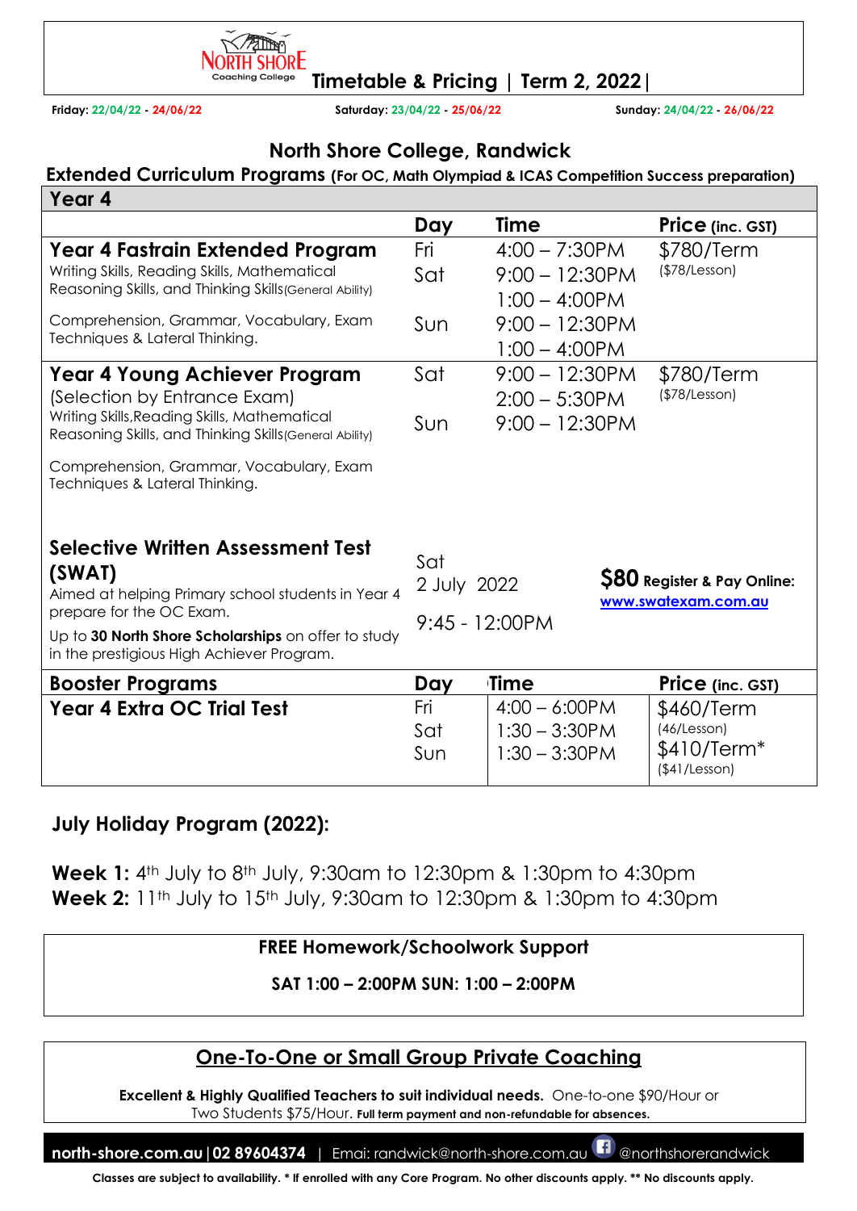# Timetable & Pricing | Term 2, 2022 |

**Friday:** 22/04/22 - 24/06/22 **Saturday:** 23/04/22 - 25/06/22 **Sunday:** 24/04/22 - 26/06/22

## North Shore College, Randwick

### Extended Curriculum Programs (For OC, Math Olympiad & ICAS Competition Success preparation)

| Year 4 | Day | Time | Price (inc. GST) |
|---|---|---|---|
| **Year 4 Fastrain Extended Program**<br>Writing Skills, Reading Skills, Mathematical Reasoning Skills, and Thinking Skills(General Ability)<br>Comprehension, Grammar, Vocabulary, Exam Techniques & Lateral Thinking. | Fri<br>Sat<br><br>Sun | 4:00 – 7:30PM<br>9:00 – 12:30PM<br>1:00 – 4:00PM<br>9:00 – 12:30PM<br>1:00 – 4:00PM | $780/Term<br>($78/Lesson) |
| **Year 4 Young Achiever Program**<br>(Selection by Entrance Exam)<br>Writing Skills,Reading Skills, Mathematical Reasoning Skills, and Thinking Skills(General Ability)<br>Comprehension, Grammar, Vocabulary, Exam Techniques & Lateral Thinking. | Sat<br><br>Sun | 9:00 – 12:30PM<br>2:00 – 5:30PM<br>9:00 – 12:30PM | $780/Term<br>($78/Lesson) |
| **Selective Written Assessment Test (SWAT)**<br>Aimed at helping Primary school students in Year 4 prepare for the OC Exam.<br>Up to **30 North Shore Scholarships** on offer to study in the prestigious High Achiever Program. | Sat<br>2 July 2022 | 9:45 - 12:00PM | **$80** Register & Pay Online:<br>www.swatexam.com.au |
| **Booster Programs** | **Day** | **Time** | **Price (inc. GST)** |
| **Year 4 Extra OC Trial Test** | Fri<br>Sat<br>Sun | 4:00 – 6:00PM<br>1:30 – 3:30PM<br>1:30 – 3:30PM | $460/Term<br>(46/Lesson)<br>$410/Term*<br>($41/Lesson) |

## July Holiday Program (2022):

**Week 1:** 4th July to 8th July, 9:30am to 12:30pm & 1:30pm to 4:30pm
**Week 2:** 11th July to 15th July, 9:30am to 12:30pm & 1:30pm to 4:30pm

**FREE Homework/Schoolwork Support**

**SAT 1:00 – 2:00PM SUN: 1:00 – 2:00PM**

## One-To-One or Small Group Private Coaching

**Excellent & Highly Qualified Teachers to suit individual needs.** One-to-one $90/Hour or Two Students $75/Hour. **Full term payment and non-refundable for absences.**

**north-shore.com.au | 02 89604374** | Email: randwick@north-shore.com.au @northshorerandwick

**Classes are subject to availability. * If enrolled with any Core Program. No other discounts apply. ** No discounts apply.**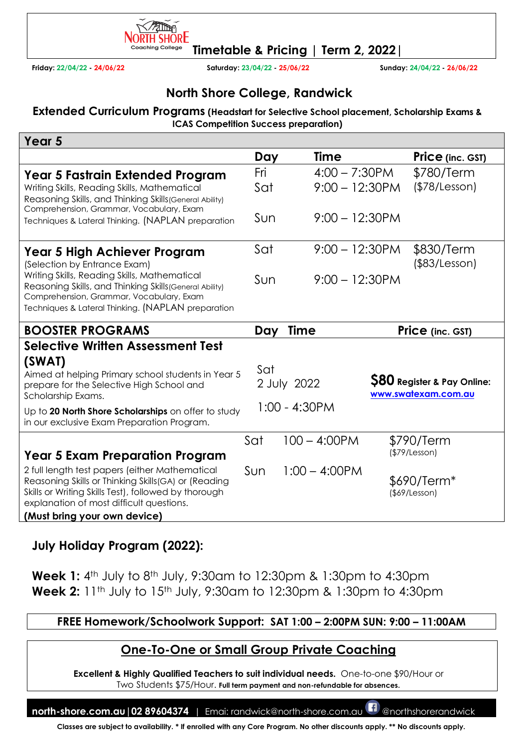# North Shore Coaching College — Timetable & Pricing | Term 2, 2022|

**Friday:** 22/04/22 - 24/06/22 **Saturday:** 23/04/22 - 25/06/22 **Sunday:** 24/04/22 - 26/06/22

## North Shore College, Randwick

**Extended Curriculum Programs (Headstart for Selective School placement, Scholarship Exams & ICAS Competition Success preparation)**

| Year 5 | Day | Time | Price (inc. GST) |
|---|---|---|---|
| **Year 5 Fastrain Extended Program**<br>Writing Skills, Reading Skills, Mathematical Reasoning Skills, and Thinking Skills(General Ability) Comprehension, Grammar, Vocabulary, Exam Techniques & Lateral Thinking. (NAPLAN preparation | Fri<br>Sat<br>Sun | 4:00 – 7:30PM<br>9:00 – 12:30PM<br>9:00 – 12:30PM | $780/Term ($78/Lesson) |
| **Year 5 High Achiever Program**<br>(Selection by Entrance Exam)<br>Writing Skills, Reading Skills, Mathematical Reasoning Skills, and Thinking Skills(General Ability) Comprehension, Grammar, Vocabulary, Exam Techniques & Lateral Thinking. (NAPLAN preparation | Sat<br>Sun | 9:00 – 12:30PM<br>9:00 – 12:30PM | $830/Term ($83/Lesson) |
| **BOOSTER PROGRAMS** | **Day** | **Time** | **Price (inc. GST)** |
| **Selective Written Assessment Test (SWAT)**<br>Aimed at helping Primary school students in Year 5 prepare for the Selective High School and Scholarship Exams.<br>Up to **20 North Shore Scholarships** on offer to study in our exclusive Exam Preparation Program. | Sat 2 July 2022 | 1:00 - 4:30PM | **$80 Register & Pay Online:** www.swatexam.com.au |
| **Year 5 Exam Preparation Program**<br>2 full length test papers (either Mathematical Reasoning Skills or Thinking Skills(GA) or (Reading Skills or Writing Skills Test), followed by thorough explanation of most difficult questions.<br>**(Must bring your own device)** | Sat<br>Sun | 100 – 4:00PM<br>1:00 – 4:00PM | $790/Term ($79/Lesson)<br>$690/Term* ($69/Lesson) |

## July Holiday Program (2022):

**Week 1:** 4th July to 8th July, 9:30am to 12:30pm & 1:30pm to 4:30pm
**Week 2:** 11th July to 15th July, 9:30am to 12:30pm & 1:30pm to 4:30pm

**FREE Homework/Schoolwork Support: SAT 1:00 – 2:00PM SUN: 9:00 – 11:00AM**

## One-To-One or Small Group Private Coaching

**Excellent & Highly Qualified Teachers to suit individual needs.** One-to-one $90/Hour or Two Students $75/Hour. **Full term payment and non-refundable for absences.**

**north-shore.com.au | 02 89604374** | Emai: randwick@north-shore.com.au @northshorerandwick

**Classes are subject to availability. * If enrolled with any Core Program. No other discounts apply. ** No discounts apply.**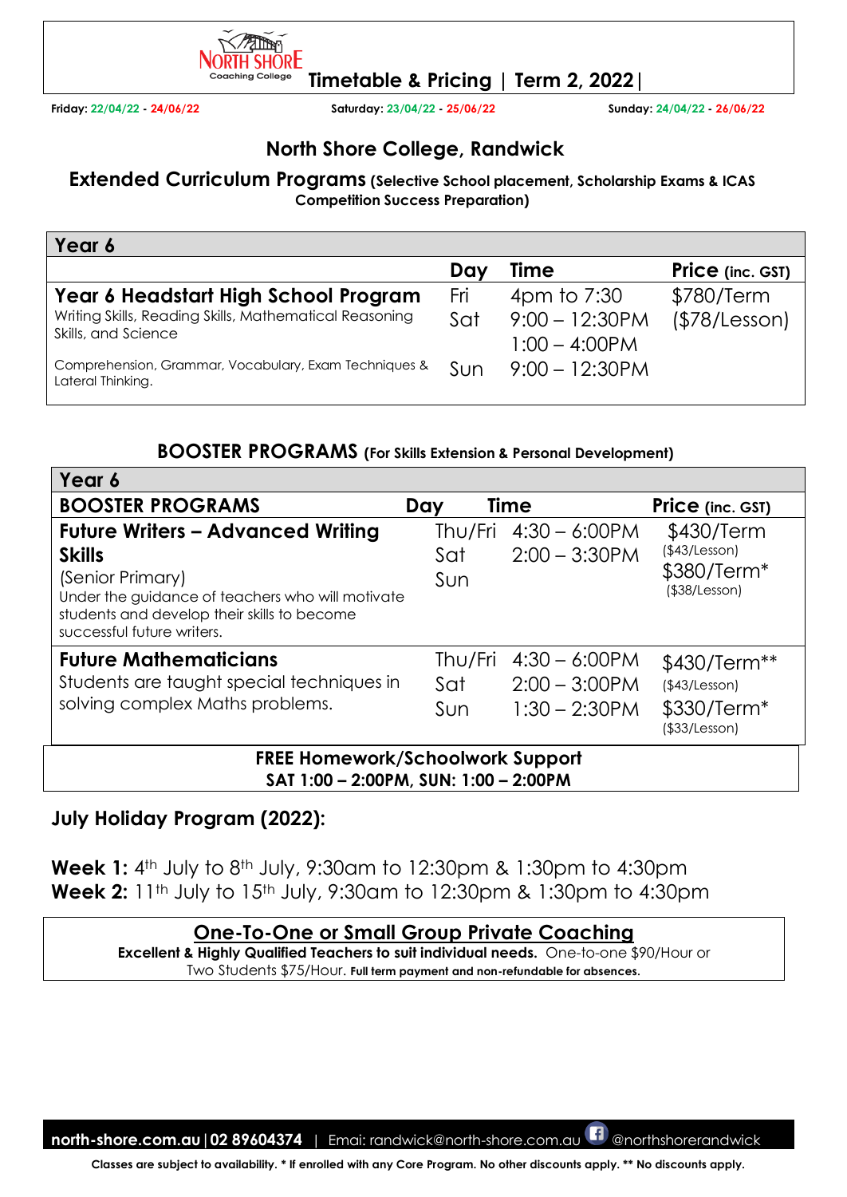NORTH SHORE Coaching College **Timetable & Pricing | Term 2, 2022**

**Friday:** 22/04/22 - 24/06/22 **Saturday:** 23/04/22 - 25/06/22 **Sunday:** 24/04/22 - 26/06/22

## North Shore College, Randwick

### Extended Curriculum Programs (Selective School placement, Scholarship Exams & ICAS Competition Success Preparation)

| Year 6 | | | |
|---|---|---|---|
| | **Day** | **Time** | **Price** (inc. GST) |
| **Year 6 Headstart High School Program**<br>Writing Skills, Reading Skills, Mathematical Reasoning Skills, and Science<br>Comprehension, Grammar, Vocabulary, Exam Techniques & Lateral Thinking. | Fri<br>Sat<br><br>Sun | 4pm to 7:30<br>9:00 – 12:30PM<br>1:00 – 4:00PM<br>9:00 – 12:30PM | $780/Term<br>($78/Lesson) |

### BOOSTER PROGRAMS (For Skills Extension & Personal Development)

| Year 6 | | | |
|---|---|---|---|
| **BOOSTER PROGRAMS** | **Day** | **Time** | **Price** (inc. GST) |
| **Future Writers – Advanced Writing Skills**<br>(Senior Primary)<br>Under the guidance of teachers who will motivate students and develop their skills to become successful future writers. | Thu/Fri<br>Sat<br>Sun | 4:30 – 6:00PM<br>2:00 – 3:30PM | $430/Term<br>($43/Lesson)<br>$380/Term*<br>($38/Lesson) |
| **Future Mathematicians**<br>Students are taught special techniques in solving complex Maths problems. | Thu/Fri<br>Sat<br>Sun | 4:30 – 6:00PM<br>2:00 – 3:00PM<br>1:30 – 2:30PM | $430/Term**<br>($43/Lesson)<br>$330/Term*<br>($33/Lesson) |

**FREE Homework/Schoolwork Support**
**SAT 1:00 – 2:00PM, SUN: 1:00 – 2:00PM**

### July Holiday Program (2022):

**Week 1:** 4th July to 8th July, 9:30am to 12:30pm & 1:30pm to 4:30pm
**Week 2:** 11th July to 15th July, 9:30am to 12:30pm & 1:30pm to 4:30pm

**One-To-One or Small Group Private Coaching**

**Excellent & Highly Qualified Teachers to suit individual needs.** One-to-one $90/Hour or Two Students $75/Hour. **Full term payment and non-refundable for absences.**

**north-shore.com.au | 02 89604374** | Email: randwick@north-shore.com.au @northshorerandwick

**Classes are subject to availability. * If enrolled with any Core Program. No other discounts apply. ** No discounts apply.**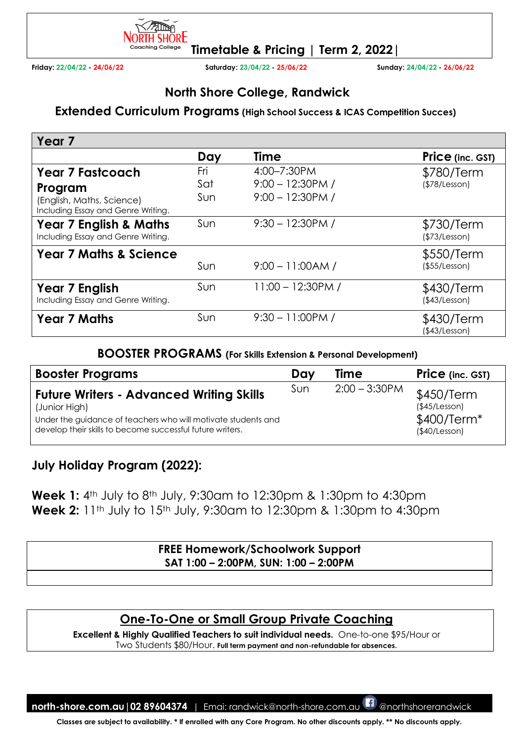NORTH SHORE Coaching College **Timetable & Pricing | Term 2, 2022|**

**Friday:** 22/04/22 - 24/06/22 **Saturday:** 23/04/22 - 25/06/22 **Sunday:** 24/04/22 - 26/06/22

## North Shore College, Randwick

### Extended Curriculum Programs (High School Success & ICAS Competition Succes)

| Year 7 | Day | Time | Price (inc. GST) |
|---|---|---|---|
| **Year 7 Fastcoach Program** (English, Maths, Science) Including Essay and Genre Writing. | Fri<br>Sat<br>Sun | 4:00–7:30PM<br>9:00 – 12:30PM /<br>9:00 – 12:30PM / | $780/Term ($78/Lesson) |
| **Year 7 English & Maths** Including Essay and Genre Writing. | Sun | 9:30 – 12:30PM / | $730/Term ($73/Lesson) |
| **Year 7 Maths & Science** | Sun | 9:00 – 11:00AM / | $550/Term ($55/Lesson) |
| **Year 7 English** Including Essay and Genre Writing. | Sun | 11:00 – 12:30PM / | $430/Term ($43/Lesson) |
| **Year 7 Maths** | Sun | 9:30 – 11:00PM / | $430/Term ($43/Lesson) |

### BOOSTER PROGRAMS (For Skills Extension & Personal Development)

| Booster Programs | Day | Time | Price (inc. GST) |
|---|---|---|---|
| **Future Writers - Advanced Writing Skills** (Junior High) Under the guidance of teachers who will motivate students and develop their skills to become successful future writers. | Sun | 2:00 – 3:30PM | $450/Term ($45/Lesson)<br>$400/Term* ($40/Lesson) |

### July Holiday Program (2022):

**Week 1:** 4th July to 8th July, 9:30am to 12:30pm & 1:30pm to 4:30pm
**Week 2:** 11th July to 15th July, 9:30am to 12:30pm & 1:30pm to 4:30pm

**FREE Homework/Schoolwork Support**
**SAT 1:00 – 2:00PM, SUN: 1:00 – 2:00PM**

## One-To-One or Small Group Private Coaching

**Excellent & Highly Qualified Teachers to suit individual needs.** One-to-one $95/Hour or Two Students $80/Hour. **Full term payment and non-refundable for absences.**

**north-shore.com.au | 02 89604374** | Emai: randwick@north-shore.com.au @northshorerandwick

**Classes are subject to availability. * If enrolled with any Core Program. No other discounts apply. ** No discounts apply.**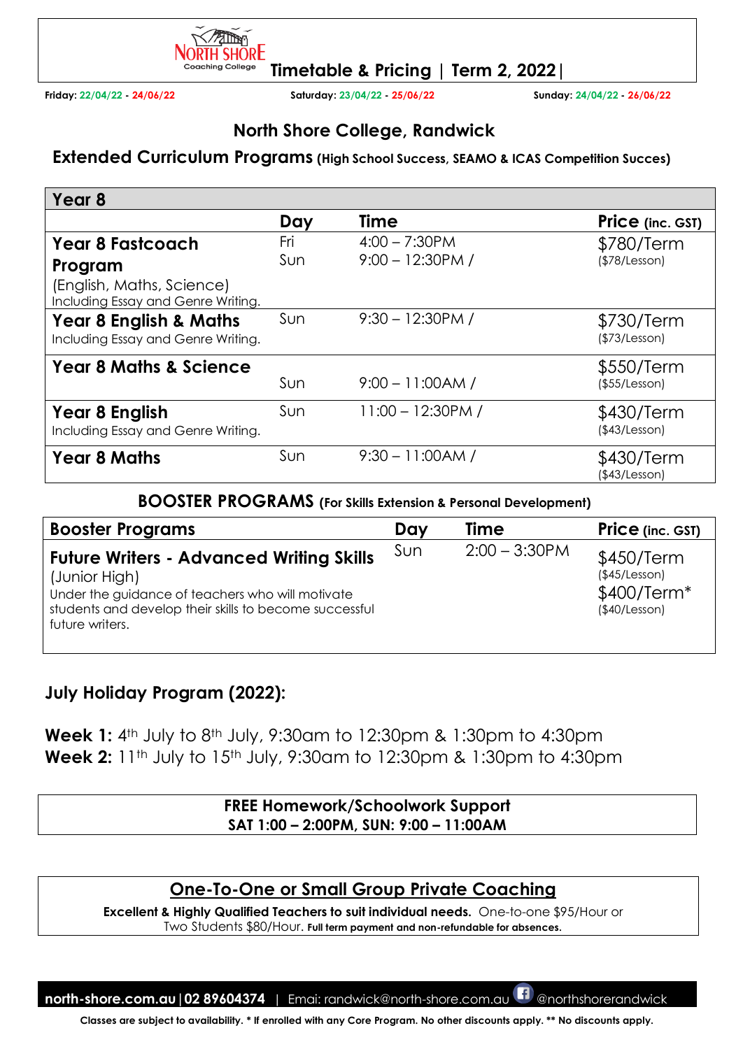NORTH SHORE Coaching College

# Timetable & Pricing | Term 2, 2022|

**Friday:** 22/04/22 - 24/06/22 **Saturday:** 23/04/22 - 25/06/22 **Sunday:** 24/04/22 - 26/06/22

## North Shore College, Randwick

### Extended Curriculum Programs (High School Success, SEAMO & ICAS Competition Succes)

| Year 8 | Day | Time | Price (inc. GST) |
|---|---|---|---|
| **Year 8 Fastcoach Program** (English, Maths, Science) Including Essay and Genre Writing. | Fri<br>Sun | 4:00 – 7:30PM<br>9:00 – 12:30PM / | $780/Term ($78/Lesson) |
| **Year 8 English & Maths** Including Essay and Genre Writing. | Sun | 9:30 – 12:30PM / | $730/Term ($73/Lesson) |
| **Year 8 Maths & Science** | Sun | 9:00 – 11:00AM / | $550/Term ($55/Lesson) |
| **Year 8 English** Including Essay and Genre Writing. | Sun | 11:00 – 12:30PM / | $430/Term ($43/Lesson) |
| **Year 8 Maths** | Sun | 9:30 – 11:00AM / | $430/Term ($43/Lesson) |

### BOOSTER PROGRAMS (For Skills Extension & Personal Development)

| Booster Programs | Day | Time | Price (inc. GST) |
|---|---|---|---|
| **Future Writers - Advanced Writing Skills** (Junior High) Under the guidance of teachers who will motivate students and develop their skills to become successful future writers. | Sun | 2:00 – 3:30PM | $450/Term ($45/Lesson)<br>$400/Term* ($40/Lesson) |

### July Holiday Program (2022):

**Week 1:** 4th July to 8th July, 9:30am to 12:30pm & 1:30pm to 4:30pm
**Week 2:** 11th July to 15th July, 9:30am to 12:30pm & 1:30pm to 4:30pm

**FREE Homework/Schoolwork Support**
**SAT 1:00 – 2:00PM, SUN: 9:00 – 11:00AM**

## One-To-One or Small Group Private Coaching

**Excellent & Highly Qualified Teachers to suit individual needs.** One-to-one $95/Hour or Two Students $80/Hour. **Full term payment and non-refundable for absences.**

**north-shore.com.au | 02 89604374** | Emai: randwick@north-shore.com.au @northshorerandwick

**Classes are subject to availability. * If enrolled with any Core Program. No other discounts apply. ** No discounts apply.**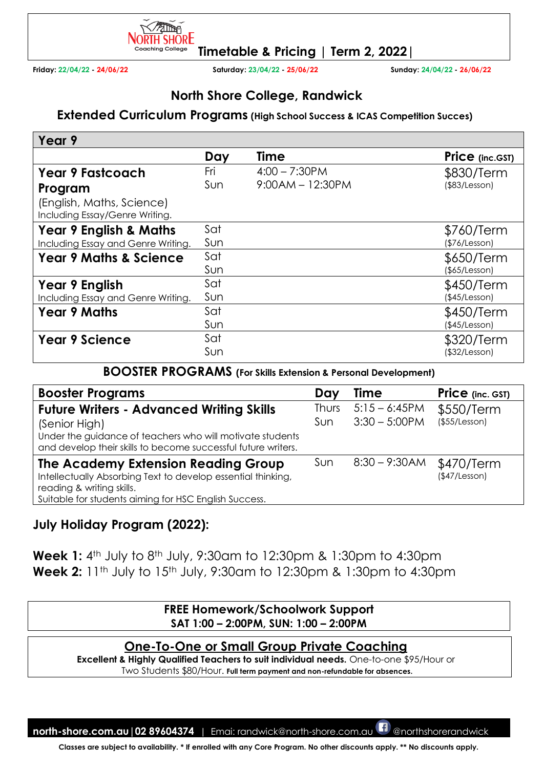NORTH SHORE Coaching College

# Timetable & Pricing | Term 2, 2022|

**Friday:** 22/04/22 - 24/06/22 **Saturday:** 23/04/22 - 25/06/22 **Sunday:** 24/04/22 - 26/06/22

## North Shore College, Randwick

### Extended Curriculum Programs (High School Success & ICAS Competition Succes)

| Year 9 | | | |
|---|---|---|---|
| | **Day** | **Time** | **Price (inc.GST)** |
| **Year 9 Fastcoach Program** (English, Maths, Science) Including Essay/Genre Writing. | Fri<br>Sun | 4:00 – 7:30PM<br>9:00AM – 12:30PM | $830/Term ($83/Lesson) |
| **Year 9 English & Maths** Including Essay and Genre Writing. | Sat<br>Sun | | $760/Term ($76/Lesson) |
| **Year 9 Maths & Science** | Sat<br>Sun | | $650/Term ($65/Lesson) |
| **Year 9 English** Including Essay and Genre Writing. | Sat<br>Sun | | $450/Term ($45/Lesson) |
| **Year 9 Maths** | Sat<br>Sun | | $450/Term ($45/Lesson) |
| **Year 9 Science** | Sat<br>Sun | | $320/Term ($32/Lesson) |

### BOOSTER PROGRAMS (For Skills Extension & Personal Development)

| Booster Programs | Day | Time | Price (inc. GST) |
|---|---|---|---|
| **Future Writers - Advanced Writing Skills** (Senior High) Under the guidance of teachers who will motivate students and develop their skills to become successful future writers. | Thurs<br>Sun | 5:15 – 6:45PM<br>3:30 – 5:00PM | $550/Term ($55/Lesson) |
| **The Academy Extension Reading Group** Intellectually Absorbing Text to develop essential thinking, reading & writing skills. Suitable for students aiming for HSC English Success. | Sun | 8:30 – 9:30AM | $470/Term ($47/Lesson) |

### July Holiday Program (2022):

**Week 1:** 4th July to 8th July, 9:30am to 12:30pm & 1:30pm to 4:30pm
**Week 2:** 11th July to 15th July, 9:30am to 12:30pm & 1:30pm to 4:30pm

**FREE Homework/Schoolwork Support**
**SAT 1:00 – 2:00PM, SUN: 1:00 – 2:00PM**

**One-To-One or Small Group Private Coaching**
**Excellent & Highly Qualified Teachers to suit individual needs.** One-to-one $95/Hour or Two Students $80/Hour. **Full term payment and non-refundable for absences.**

**north-shore.com.au | 02 89604374** | Emai: randwick@north-shore.com.au @northshorerandwick

**Classes are subject to availability. * If enrolled with any Core Program. No other discounts apply. ** No discounts apply.**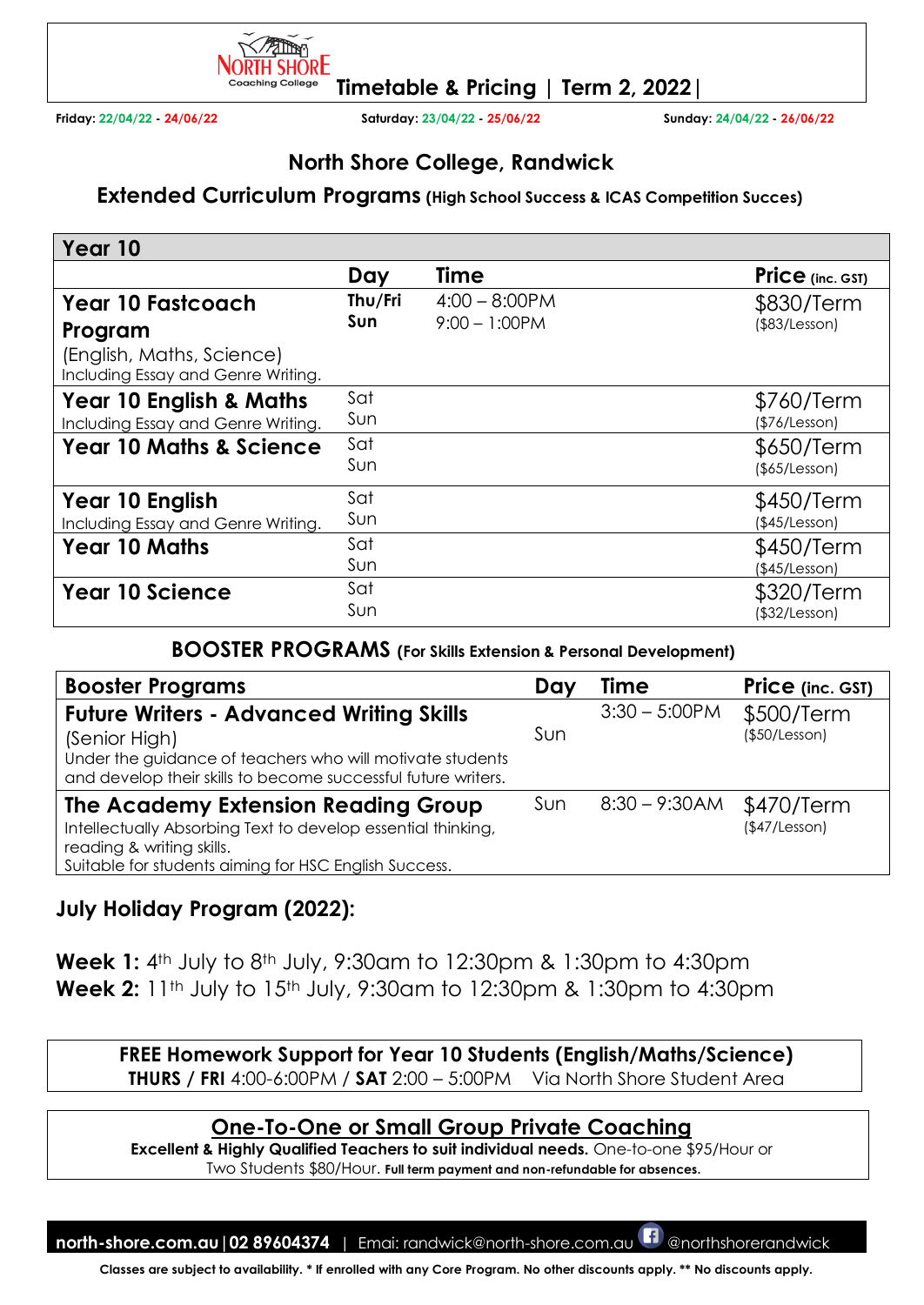NORTH SHORE Coaching College

# Timetable & Pricing | Term 2, 2022 |

**Friday:** 22/04/22 - 24/06/22 **Saturday:** 23/04/22 - 25/06/22 **Sunday:** 24/04/22 - 26/06/22

## North Shore College, Randwick

### Extended Curriculum Programs (High School Success & ICAS Competition Succes)

| Year 10 | Day | Time | Price (inc. GST) |
|---|---|---|---|
| **Year 10 Fastcoach Program** (English, Maths, Science) Including Essay and Genre Writing. | **Thu/Fri** **Sun** | 4:00 – 8:00PM 9:00 – 1:00PM | $830/Term ($83/Lesson) |
| **Year 10 English & Maths** Including Essay and Genre Writing. | Sat Sun | | $760/Term ($76/Lesson) |
| **Year 10 Maths & Science** | Sat Sun | | $650/Term ($65/Lesson) |
| **Year 10 English** Including Essay and Genre Writing. | Sat Sun | | $450/Term ($45/Lesson) |
| **Year 10 Maths** | Sat Sun | | $450/Term ($45/Lesson) |
| **Year 10 Science** | Sat Sun | | $320/Term ($32/Lesson) |

### BOOSTER PROGRAMS (For Skills Extension & Personal Development)

| Booster Programs | Day | Time | Price (inc. GST) |
|---|---|---|---|
| **Future Writers - Advanced Writing Skills** (Senior High) Under the guidance of teachers who will motivate students and develop their skills to become successful future writers. | Sun | 3:30 – 5:00PM | $500/Term ($50/Lesson) |
| **The Academy Extension Reading Group** Intellectually Absorbing Text to develop essential thinking, reading & writing skills. Suitable for students aiming for HSC English Success. | Sun | 8:30 – 9:30AM | $470/Term ($47/Lesson) |

### July Holiday Program (2022):

**Week 1:** 4th July to 8th July, 9:30am to 12:30pm & 1:30pm to 4:30pm
**Week 2:** 11th July to 15th July, 9:30am to 12:30pm & 1:30pm to 4:30pm

**FREE Homework Support for Year 10 Students (English/Maths/Science)**
**THURS / FRI** 4:00-6:00PM / **SAT** 2:00 – 5:00PM Via North Shore Student Area

**One-To-One or Small Group Private Coaching**
**Excellent & Highly Qualified Teachers to suit individual needs.** One-to-one $95/Hour or Two Students $80/Hour. **Full term payment and non-refundable for absences.**

**north-shore.com.au | 02 89604374** | Emai: randwick@north-shore.com.au @northshorerandwick

**Classes are subject to availability. * If enrolled with any Core Program. No other discounts apply. ** No discounts apply.**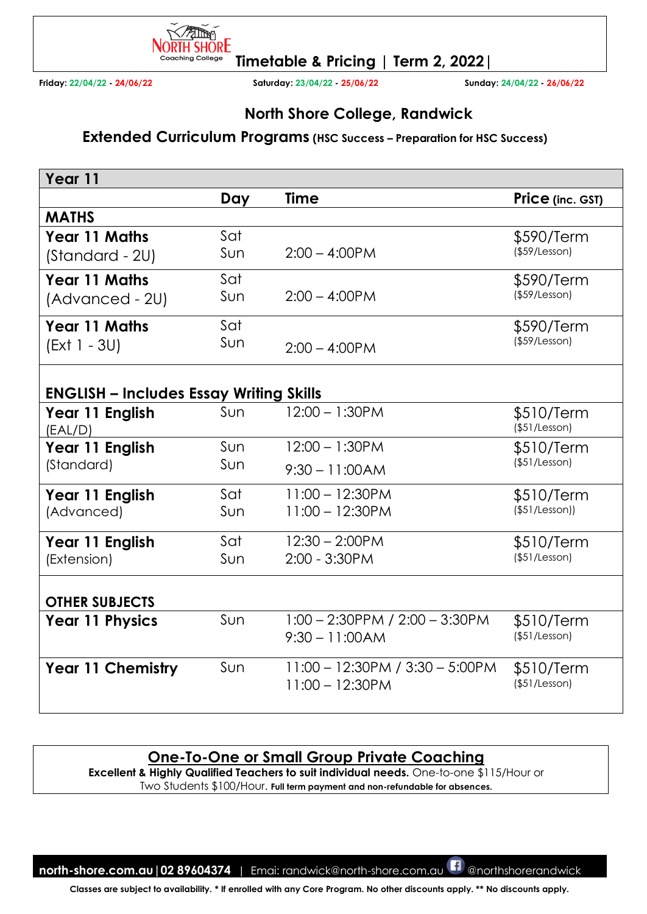North Shore Coaching College

**Timetable & Pricing | Term 2, 2022 |**

**Friday:** 22/04/22 - 24/06/22 **Saturday:** 23/04/22 - 25/06/22 **Sunday:** 24/04/22 - 26/06/22

## North Shore College, Randwick

### Extended Curriculum Programs (HSC Success – Preparation for HSC Success)

| Year 11 | | | |
|---|---|---|---|
| | **Day** | **Time** | **Price (inc. GST)** |
| **MATHS** | | | |
| **Year 11 Maths** (Standard - 2U) | Sat<br>Sun | 2:00 – 4:00PM | $590/Term ($59/Lesson) |
| **Year 11 Maths** (Advanced - 2U) | Sat<br>Sun | 2:00 – 4:00PM | $590/Term ($59/Lesson) |
| **Year 11 Maths** (Ext 1 - 3U) | Sat<br>Sun | 2:00 – 4:00PM | $590/Term ($59/Lesson) |
| **ENGLISH – Includes Essay Writing Skills** | | | |
| **Year 11 English** (EAL/D) | Sun | 12:00 – 1:30PM | $510/Term ($51/Lesson) |
| **Year 11 English** (Standard) | Sun<br>Sun | 12:00 – 1:30PM<br>9:30 – 11:00AM | $510/Term ($51/Lesson) |
| **Year 11 English** (Advanced) | Sat<br>Sun | 11:00 – 12:30PM<br>11:00 – 12:30PM | $510/Term ($51/Lesson)) |
| **Year 11 English** (Extension) | Sat<br>Sun | 12:30 – 2:00PM<br>2:00 - 3:30PM | $510/Term ($51/Lesson) |
| **OTHER SUBJECTS** | | | |
| **Year 11 Physics** | Sun | 1:00 – 2:30PPM / 2:00 – 3:30PM<br>9:30 – 11:00AM | $510/Term ($51/Lesson) |
| **Year 11 Chemistry** | Sun | 11:00 – 12:30PM / 3:30 – 5:00PM<br>11:00 – 12:30PM | $510/Term ($51/Lesson) |

## One-To-One or Small Group Private Coaching

**Excellent & Highly Qualified Teachers to suit individual needs.** One-to-one $115/Hour or Two Students $100/Hour. **Full term payment and non-refundable for absences.**

**north-shore.com.au | 02 89604374** | Emai: randwick@north-shore.com.au @northshorerandwick

**Classes are subject to availability. * If enrolled with any Core Program. No other discounts apply. ** No discounts apply.**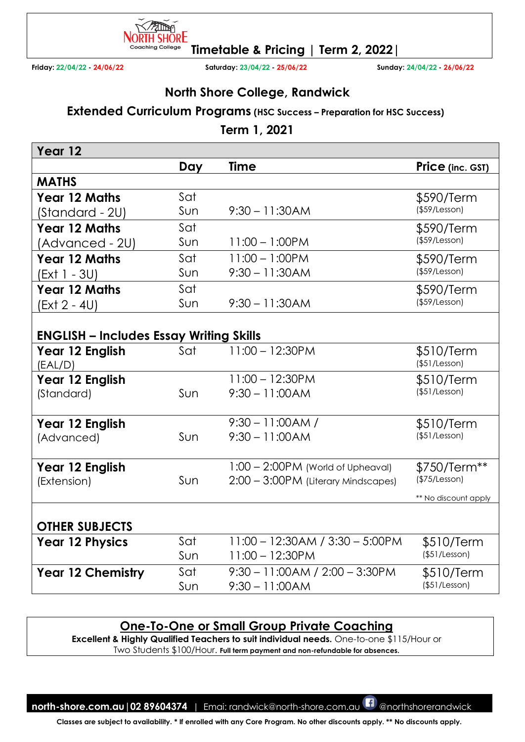NORTH SHORE Coaching College

**Timetable & Pricing | Term 2, 2022 |**

**Friday:** 22/04/22 - 24/06/22 **Saturday:** 23/04/22 - 25/06/22 **Sunday:** 24/04/22 - 26/06/22

## North Shore College, Randwick

### Extended Curriculum Programs (HSC Success – Preparation for HSC Success)

### Term 1, 2021

| Year 12 | | | |
|---|---|---|---|
| | **Day** | **Time** | **Price** (inc. GST) |
| **MATHS** | | | |
| **Year 12 Maths** (Standard - 2U) | Sat<br>Sun | <br>9:30 – 11:30AM | $590/Term<br>($59/Lesson) |
| **Year 12 Maths** (Advanced - 2U) | Sat<br>Sun | <br>11:00 – 1:00PM | $590/Term<br>($59/Lesson) |
| **Year 12 Maths** (Ext 1 - 3U) | Sat<br>Sun | 11:00 – 1:00PM<br>9:30 – 11:30AM | $590/Term<br>($59/Lesson) |
| **Year 12 Maths** (Ext 2 - 4U) | Sat<br>Sun | <br>9:30 – 11:30AM | $590/Term<br>($59/Lesson) |
| **ENGLISH – Includes Essay Writing Skills** | | | |
| **Year 12 English** (EAL/D) | Sat | 11:00 – 12:30PM | $510/Term<br>($51/Lesson) |
| **Year 12 English** (Standard) | Sun | 11:00 – 12:30PM<br>9:30 – 11:00AM | $510/Term<br>($51/Lesson) |
| **Year 12 English** (Advanced) | Sun | 9:30 – 11:00AM /<br>9:30 – 11:00AM | $510/Term<br>($51/Lesson) |
| **Year 12 English** (Extension) | Sun | 1:00 – 2:00PM (World of Upheaval)<br>2:00 – 3:00PM (Literary Mindscapes) | $750/Term**<br>($75/Lesson)<br>** No discount apply |
| **OTHER SUBJECTS** | | | |
| **Year 12 Physics** | Sat<br>Sun | 11:00 – 12:30AM / 3:30 – 5:00PM<br>11:00 – 12:30PM | $510/Term<br>($51/Lesson) |
| **Year 12 Chemistry** | Sat<br>Sun | 9:30 – 11:00AM / 2:00 – 3:30PM<br>9:30 – 11:00AM | $510/Term<br>($51/Lesson) |

## One-To-One or Small Group Private Coaching

**Excellent & Highly Qualified Teachers to suit individual needs.** One-to-one $115/Hour or Two Students $100/Hour. **Full term payment and non-refundable for absences.**

**north-shore.com.au | 02 89604374** | Email: randwick@north-shore.com.au @northshorerandwick

**Classes are subject to availability. * If enrolled with any Core Program. No other discounts apply. ** No discounts apply.**